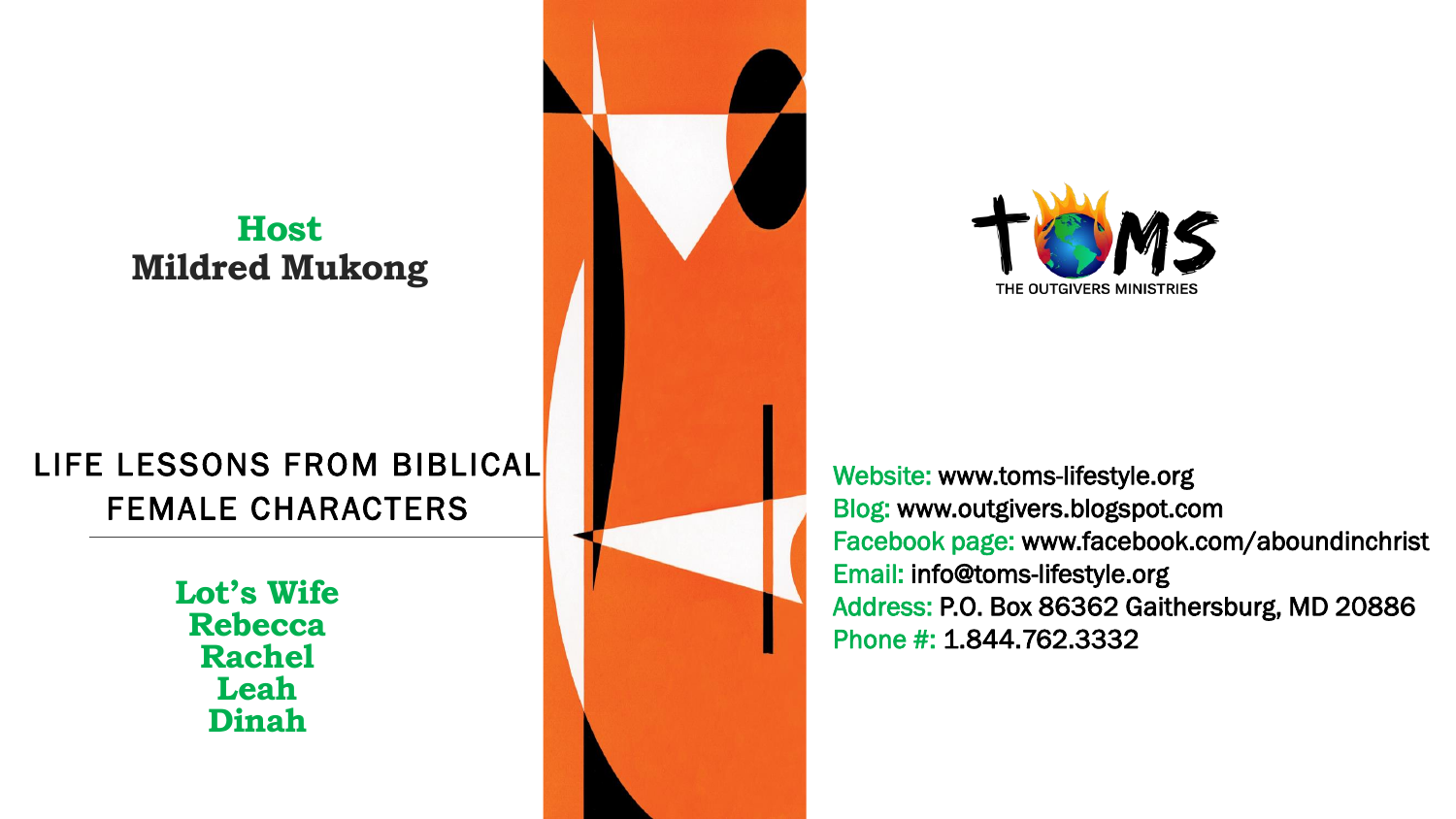**Host**
**Mildred Mukong**

# LIFE LESSONS FROM BIBLICAL FEMALE CHARACTERS

**Lot's Wife**
**Rebecca**
**Rachel**
**Leah**
**Dinah**

TOMS
THE OUTGIVERS MINISTRIES

Website: www.toms-lifestyle.org
Blog: www.outgivers.blogspot.com
Facebook page: www.facebook.com/aboundinchrist
Email: info@toms-lifestyle.org
Address: P.O. Box 86362 Gaithersburg, MD 20886
Phone #: 1.844.762.3332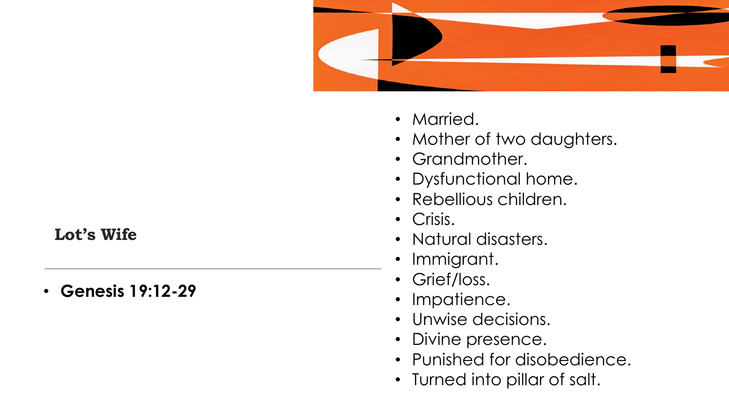## Lot's Wife

- **Genesis 19:12-29**

- Married.
- Mother of two daughters.
- Grandmother.
- Dysfunctional home.
- Rebellious children.
- Crisis.
- Natural disasters.
- Immigrant.
- Grief/loss.
- Impatience.
- Unwise decisions.
- Divine presence.
- Punished for disobedience.
- Turned into pillar of salt.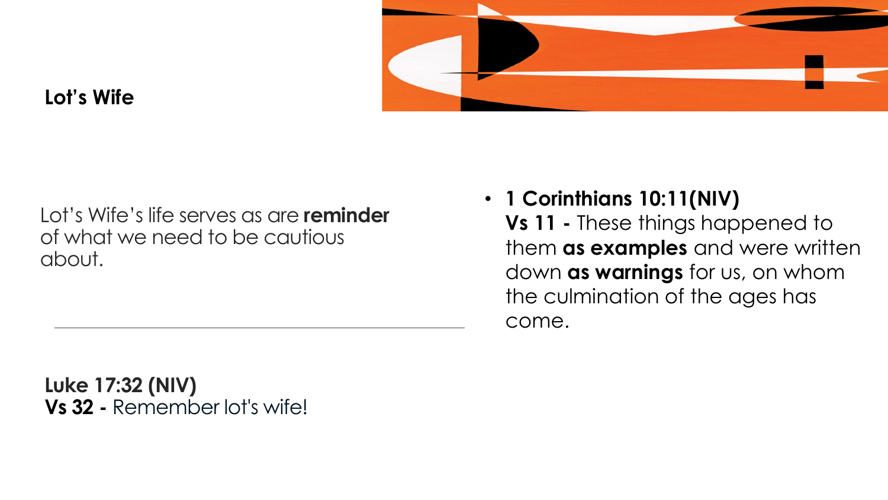## Lot's Wife

Lot's Wife's life serves as are **reminder** of what we need to be cautious about.

- **1 Corinthians 10:11(NIV)**
  **Vs 11 -** These things happened to them **as examples** and were written down **as warnings** for us, on whom the culmination of the ages has come.

---

**Luke 17:32 (NIV)**
**Vs 32 -** Remember lot's wife!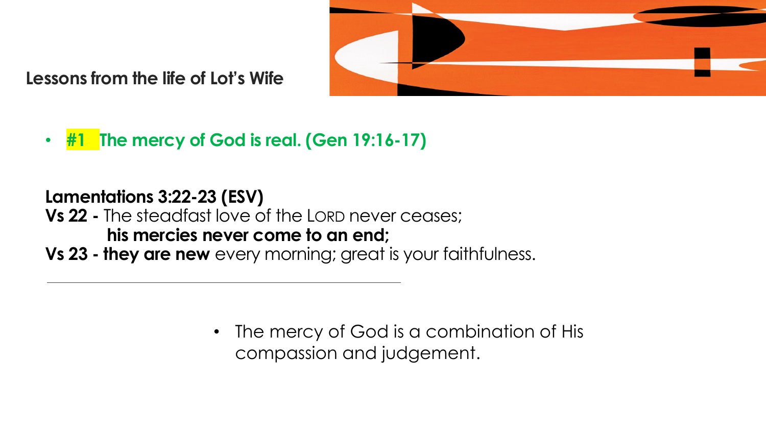**Lessons from the life of Lot's Wife**

- **#1 The mercy of God is real. (Gen 19:16-17)**

**Lamentations 3:22-23 (ESV)**
**Vs 22 -** The steadfast love of the LORD never ceases;
**his mercies never come to an end;**
**Vs 23 - they are new** every morning; great is your faithfulness.

---

- The mercy of God is a combination of His compassion and judgement.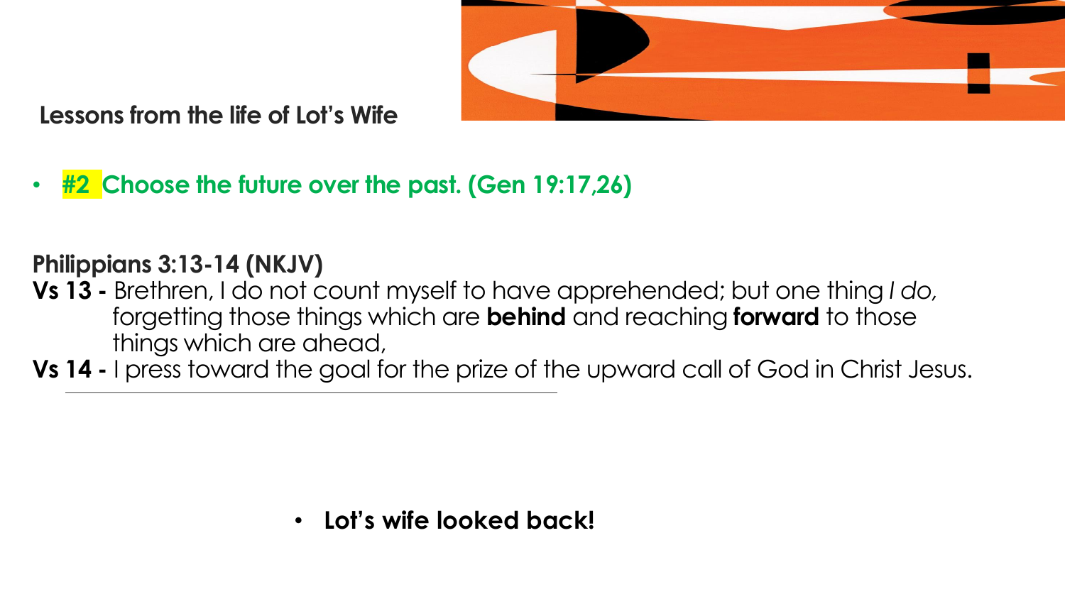## Lessons from the life of Lot's Wife

- **#2 Choose the future over the past. (Gen 19:17,26)**

**Philippians 3:13-14 (NKJV)**

**Vs 13 -** Brethren, I do not count myself to have apprehended; but one thing *I do,* forgetting those things which are **behind** and reaching **forward** to those things which are ahead,

**Vs 14 -** I press toward the goal for the prize of the upward call of God in Christ Jesus.

---

- **Lot's wife looked back!**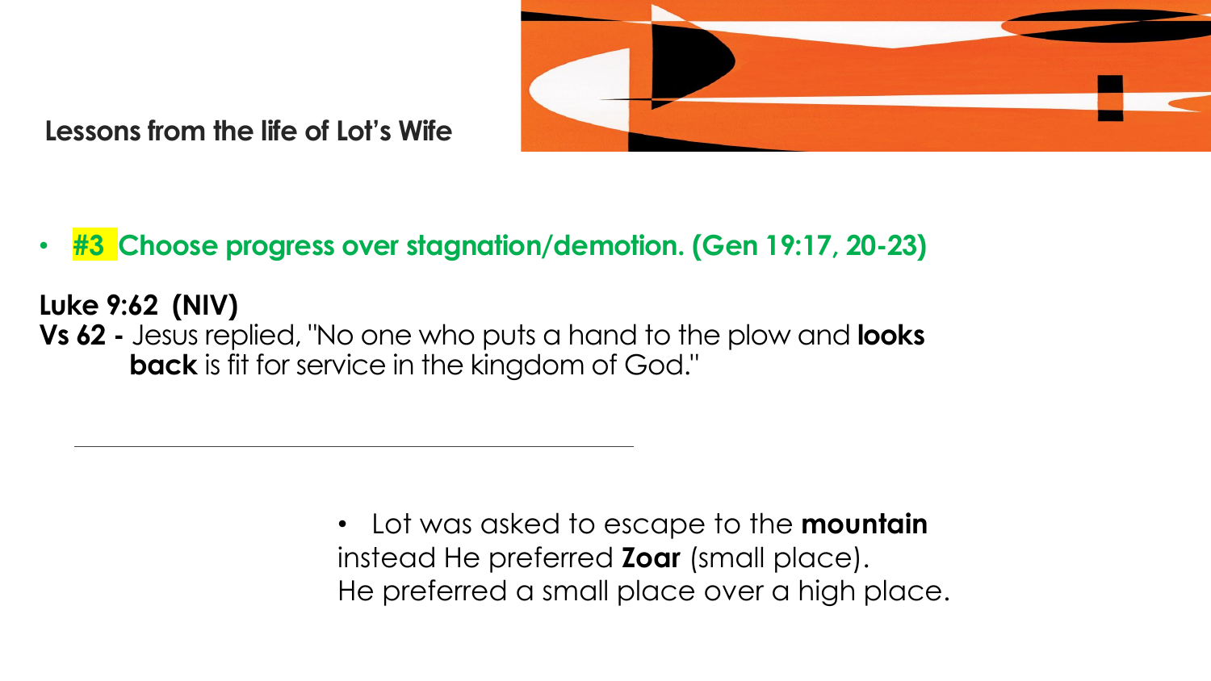**Lessons from the life of Lot's Wife**

- **#3 Choose progress over stagnation/demotion. (Gen 19:17, 20-23)**

**Luke 9:62 (NIV)**
**Vs 62 -** Jesus replied, "No one who puts a hand to the plow and **looks back** is fit for service in the kingdom of God."

---

- Lot was asked to escape to the **mountain** instead He preferred **Zoar** (small place). He preferred a small place over a high place.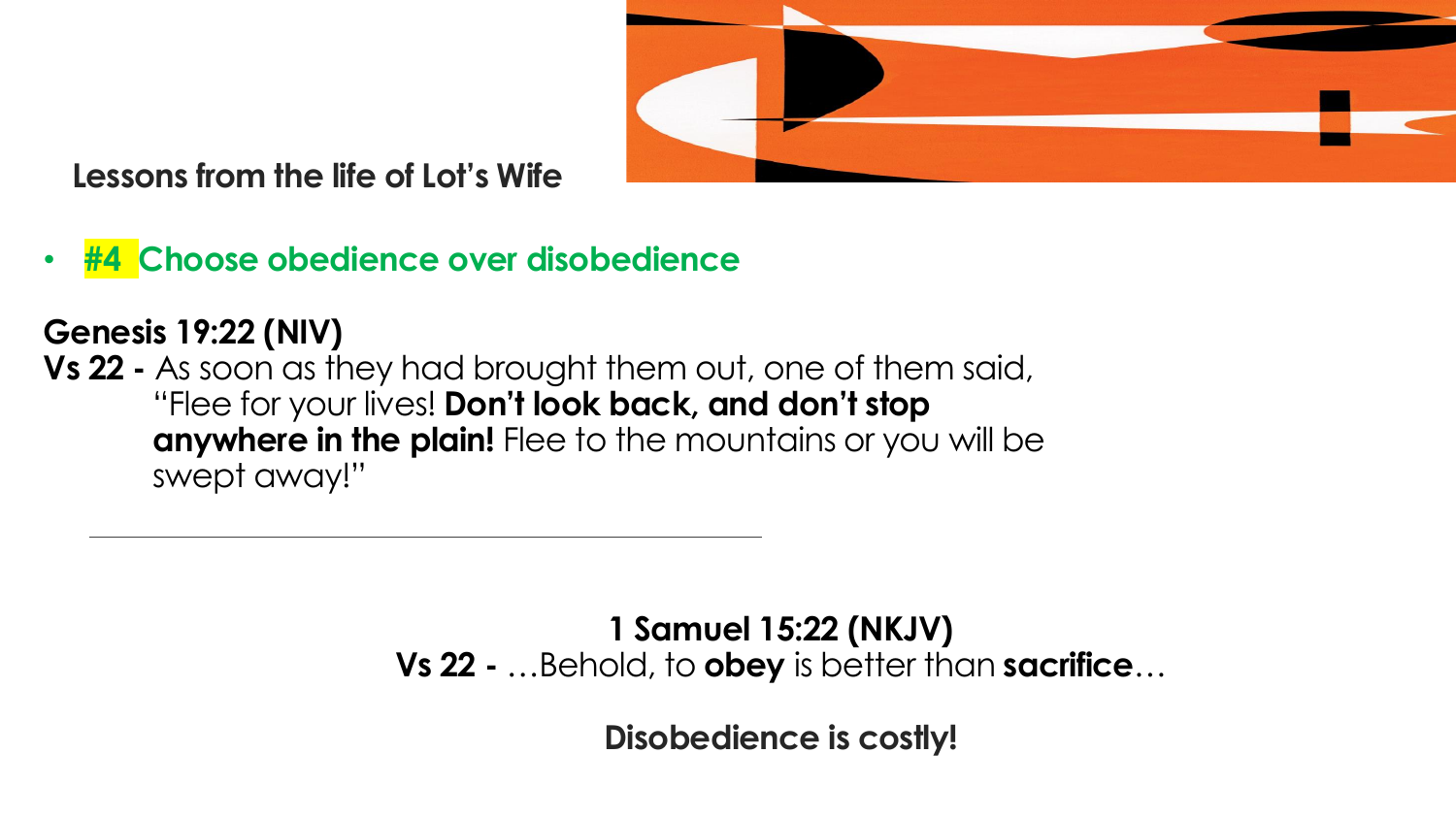## Lessons from the life of Lot's Wife

- **#4 Choose obedience over disobedience**

**Genesis 19:22 (NIV)**

**Vs 22 -** As soon as they had brought them out, one of them said, "Flee for your lives! **Don't look back, and don't stop anywhere in the plain!** Flee to the mountains or you will be swept away!"

---

**1 Samuel 15:22 (NKJV)**

**Vs 22 -** …Behold, to **obey** is better than **sacrifice**…

**Disobedience is costly!**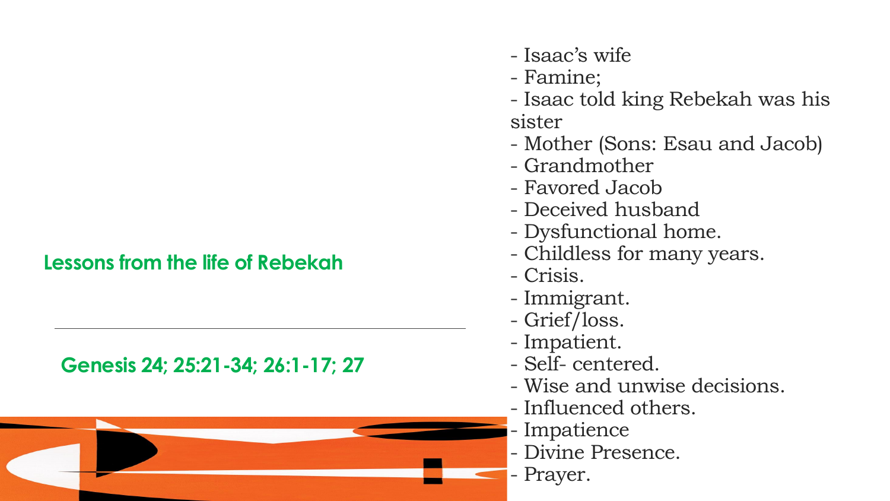## Lessons from the life of Rebekah

---

**Genesis 24; 25:21-34; 26:1-17; 27**

- Isaac’s wife
- Famine;
- Isaac told king Rebekah was his sister
- Mother (Sons: Esau and Jacob)
- Grandmother
- Favored Jacob
- Deceived husband
- Dysfunctional home.
- Childless for many years.
- Crisis.
- Immigrant.
- Grief/loss.
- Impatient.
- Self- centered.
- Wise and unwise decisions.
- Influenced others.
- Impatience
- Divine Presence.
- Prayer.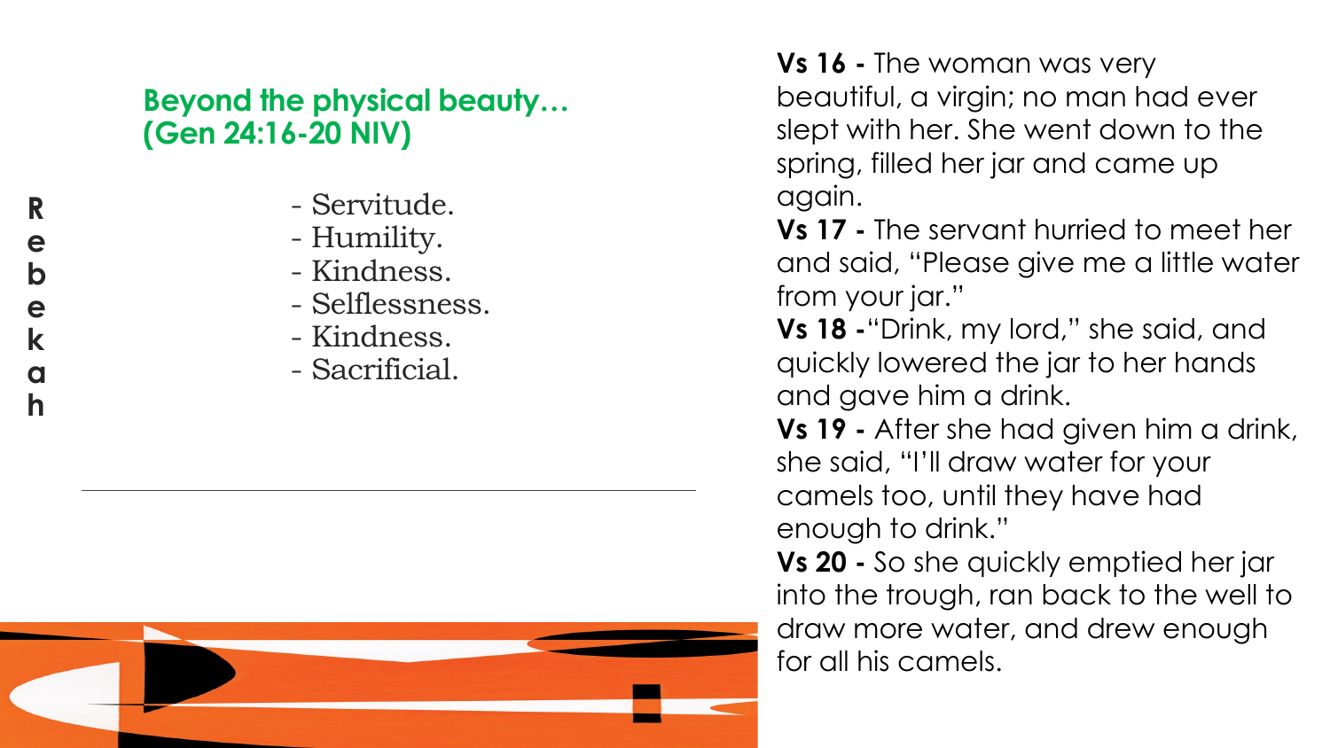Rebekah

## Beyond the physical beauty… (Gen 24:16-20 NIV)

- Servitude.
- Humility.
- Kindness.
- Selflessness.
- Kindness.
- Sacrificial.

---

**Vs 16 -** The woman was very beautiful, a virgin; no man had ever slept with her. She went down to the spring, filled her jar and came up again.
**Vs 17 -** The servant hurried to meet her and said, "Please give me a little water from your jar."
**Vs 18 -**"Drink, my lord," she said, and quickly lowered the jar to her hands and gave him a drink.
**Vs 19 -** After she had given him a drink, she said, "I'll draw water for your camels too, until they have had enough to drink."
**Vs 20 -** So she quickly emptied her jar into the trough, ran back to the well to draw more water, and drew enough for all his camels.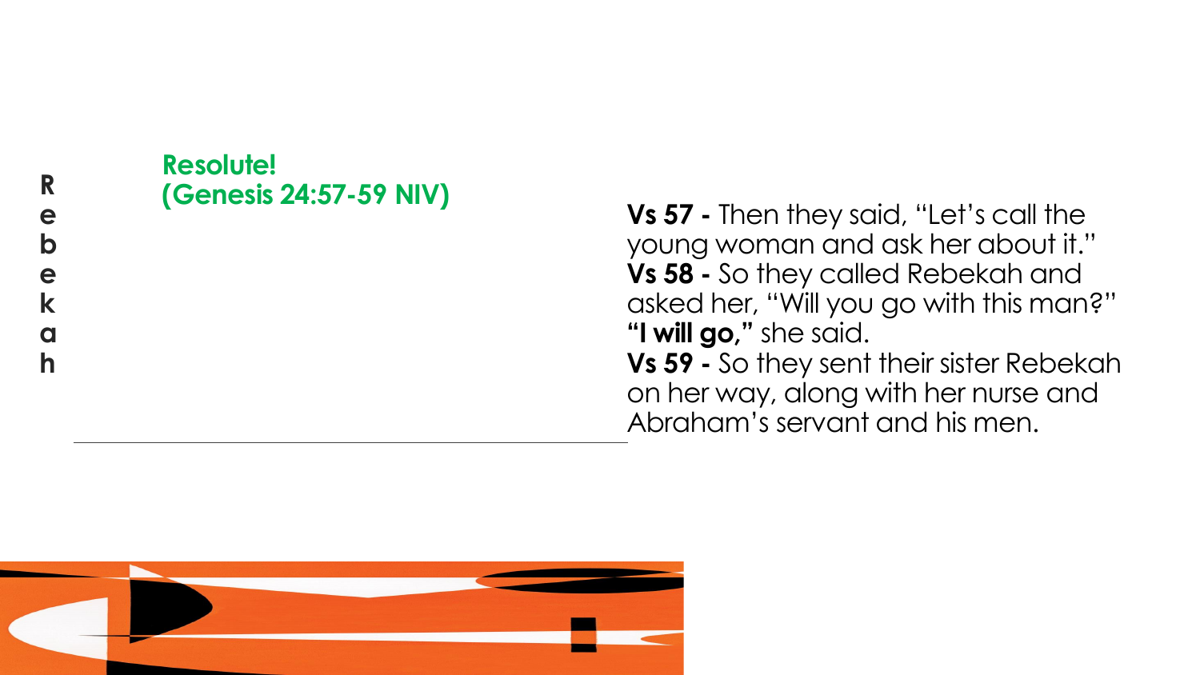Rebekah

## Resolute! (Genesis 24:57-59 NIV)

**Vs 57 -** Then they said, "Let's call the young woman and ask her about it."
**Vs 58 -** So they called Rebekah and asked her, "Will you go with this man?" **"I will go,"** she said.
**Vs 59 -** So they sent their sister Rebekah on her way, along with her nurse and Abraham's servant and his men.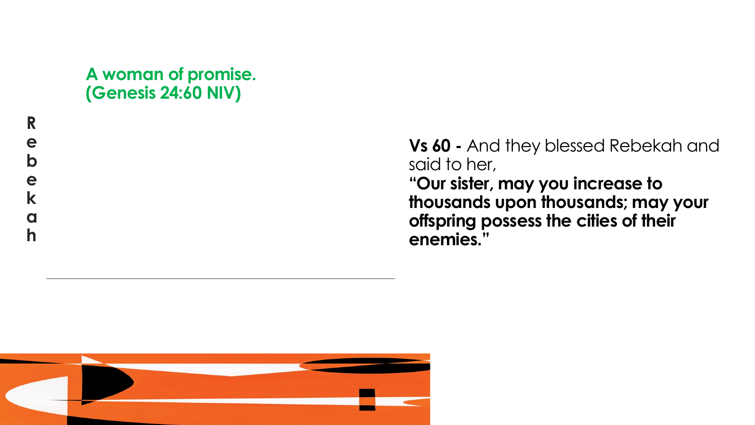Rebekah

## A woman of promise.
## (Genesis 24:60 NIV)

**Vs 60 -** And they blessed Rebekah and said to her,
**"Our sister, may you increase to thousands upon thousands; may your offspring possess the cities of their enemies."**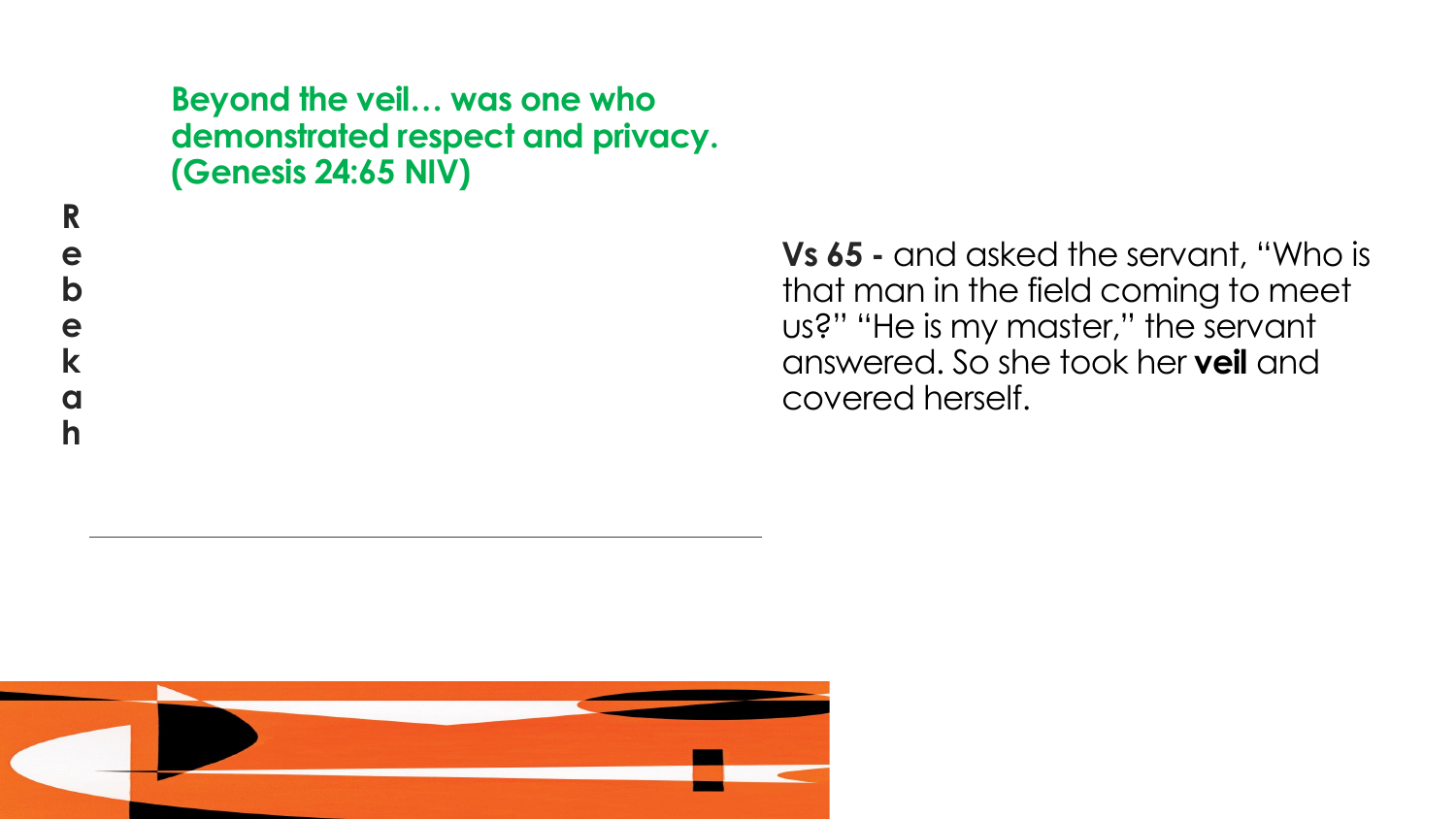## Beyond the veil… was one who demonstrated respect and privacy. (Genesis 24:65 NIV)

Rebekah

**Vs 65 -** and asked the servant, “Who is that man in the field coming to meet us?” “He is my master,” the servant answered. So she took her **veil** and covered herself.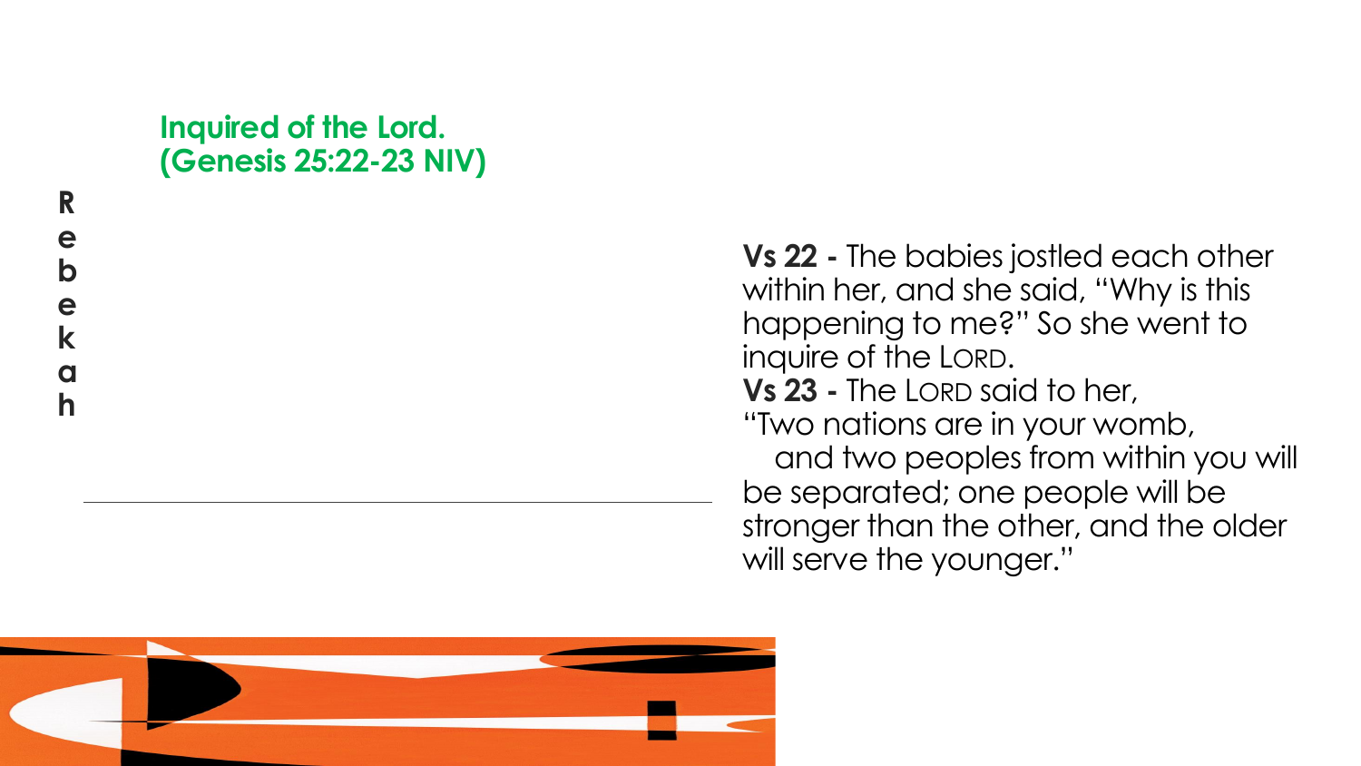**Rebekah**

## Inquired of the Lord. (Genesis 25:22-23 NIV)

**Vs 22 -** The babies jostled each other within her, and she said, "Why is this happening to me?" So she went to inquire of the LORD.
**Vs 23 -** The LORD said to her,
"Two nations are in your womb,
and two peoples from within you will be separated; one people will be stronger than the other, and the older will serve the younger."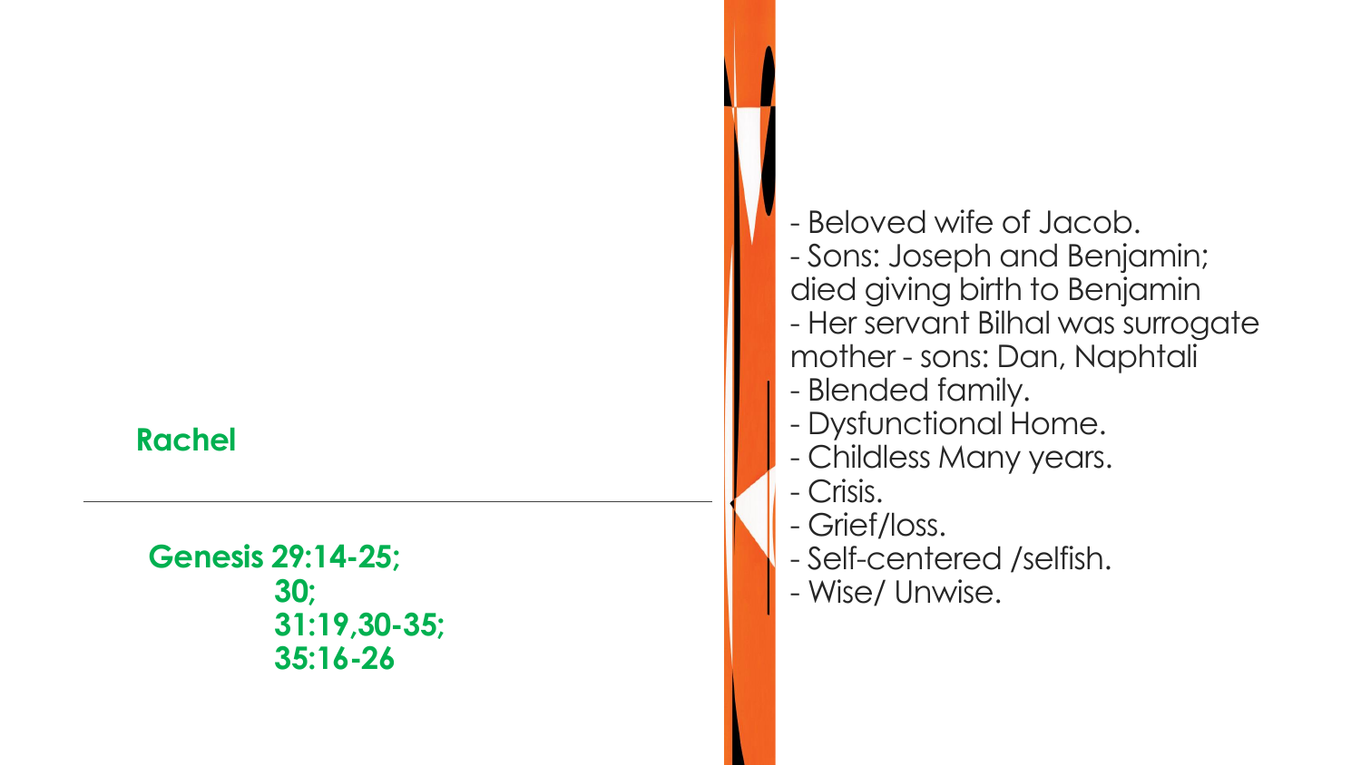## Rachel

**Genesis 29:14-25;
30;
31:19,30-35;
35:16-26**

- Beloved wife of Jacob.
- Sons: Joseph and Benjamin; died giving birth to Benjamin
- Her servant Bilhal was surrogate mother - sons: Dan, Naphtali
- Blended family.
- Dysfunctional Home.
- Childless Many years.
- Crisis.
- Grief/loss.
- Self-centered /selfish.
- Wise/ Unwise.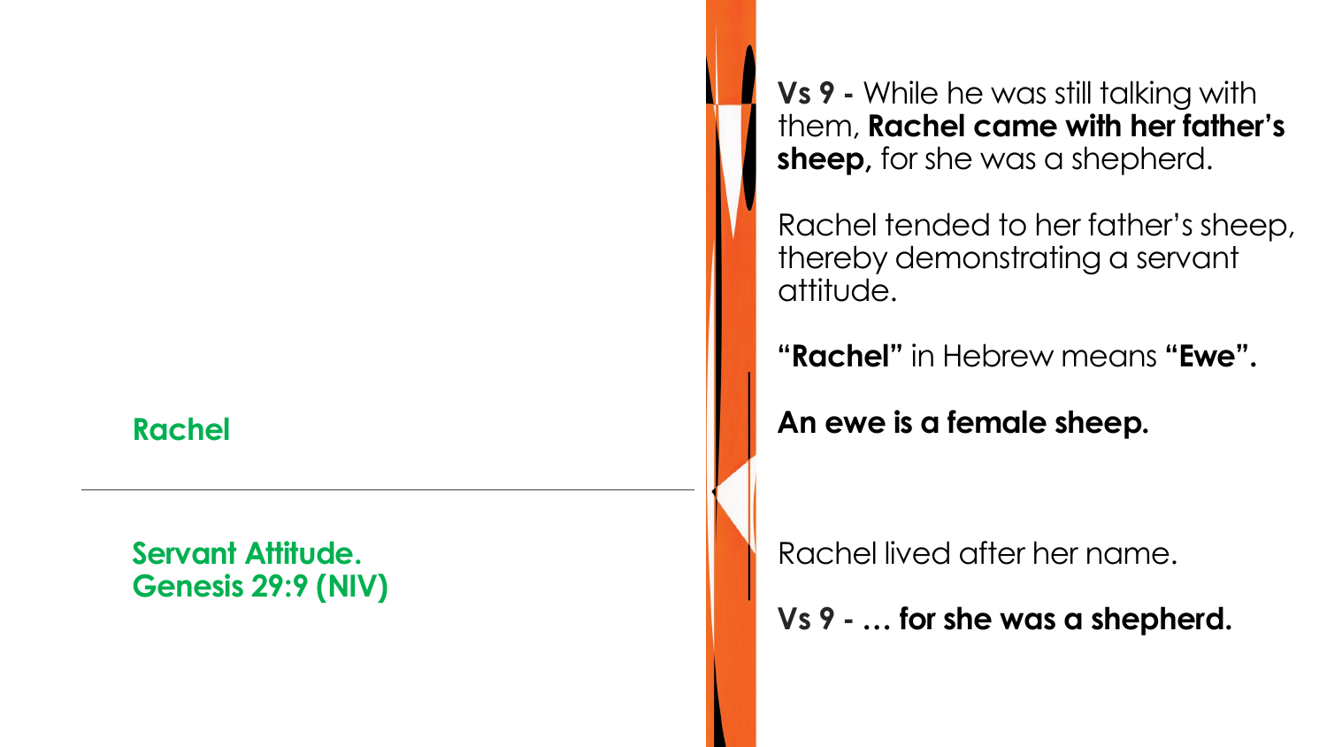## Rachel

**Servant Attitude.**
**Genesis 29:9 (NIV)**

**Vs 9 -** While he was still talking with them, **Rachel came with her father's sheep,** for she was a shepherd.

Rachel tended to her father's sheep, thereby demonstrating a servant attitude.

**"Rachel"** in Hebrew means **"Ewe".**

**An ewe is a female sheep.**

Rachel lived after her name.

**Vs 9 - … for she was a shepherd.**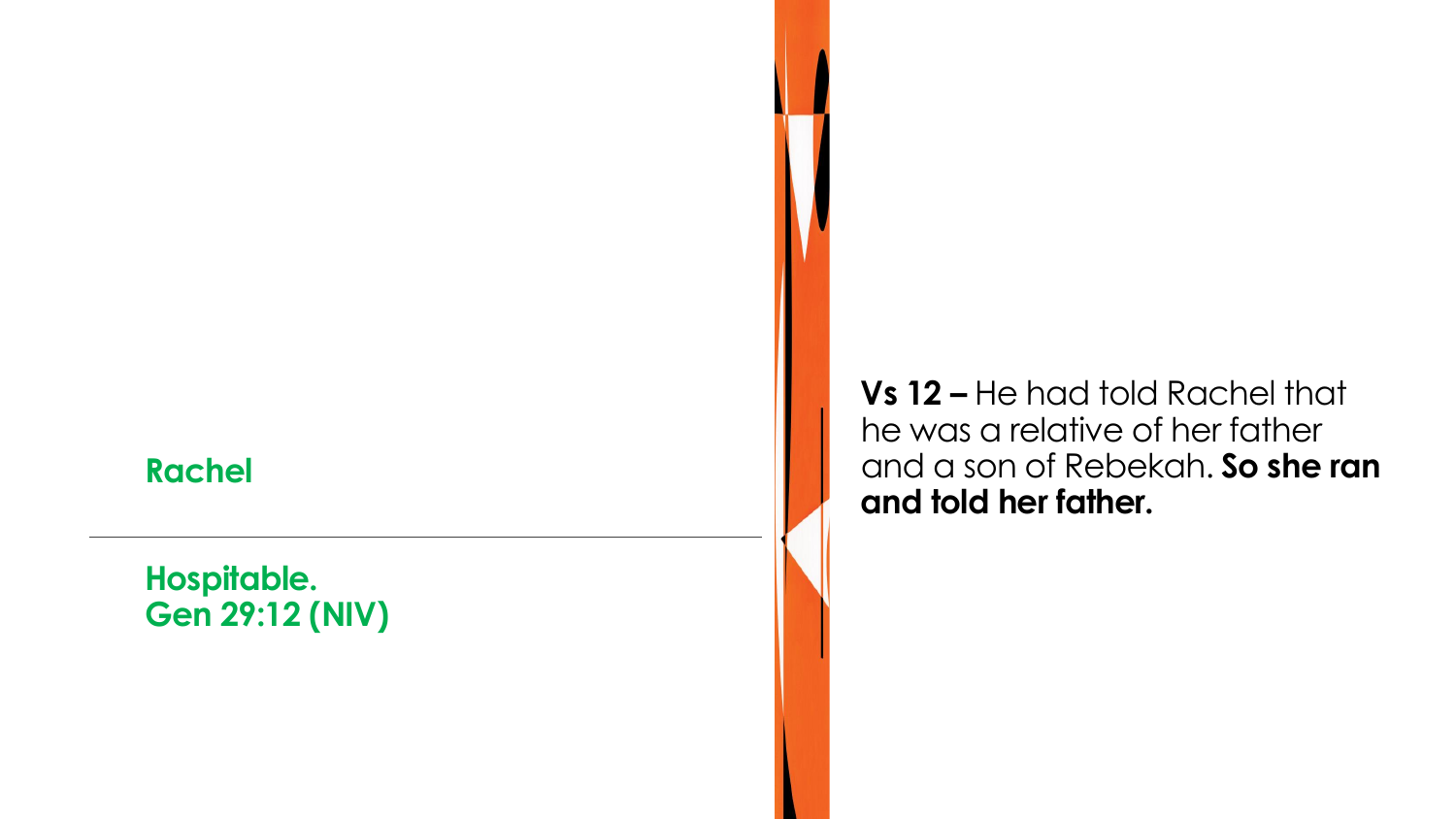**Rachel**

---

**Hospitable.**
**Gen 29:12 (NIV)**

**Vs 12 –** He had told Rachel that he was a relative of her father and a son of Rebekah. **So she ran and told her father.**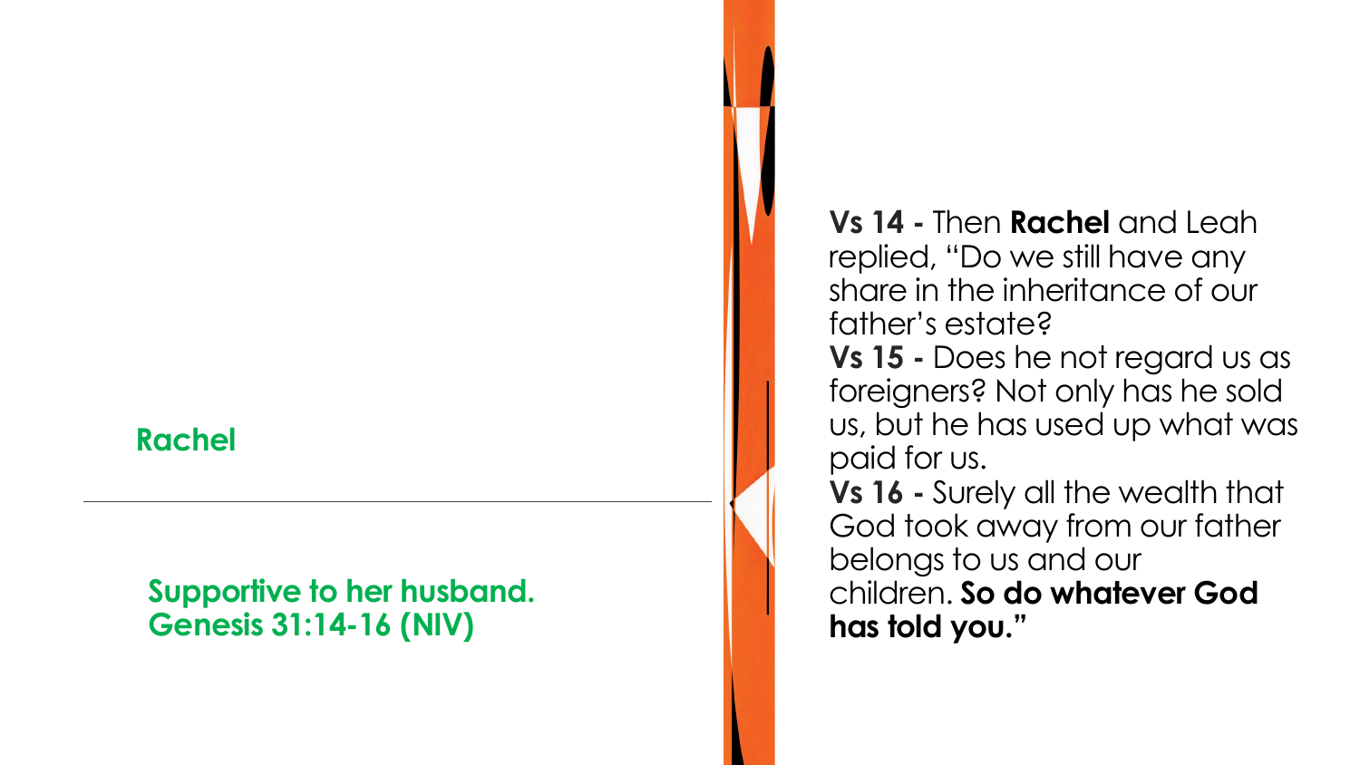## Rachel

---

**Supportive to her husband.**
**Genesis 31:14-16 (NIV)**

**Vs 14 -** Then **Rachel** and Leah replied, "Do we still have any share in the inheritance of our father's estate?
**Vs 15 -** Does he not regard us as foreigners? Not only has he sold us, but he has used up what was paid for us.
**Vs 16 -** Surely all the wealth that God took away from our father belongs to us and our children. **So do whatever God has told you."**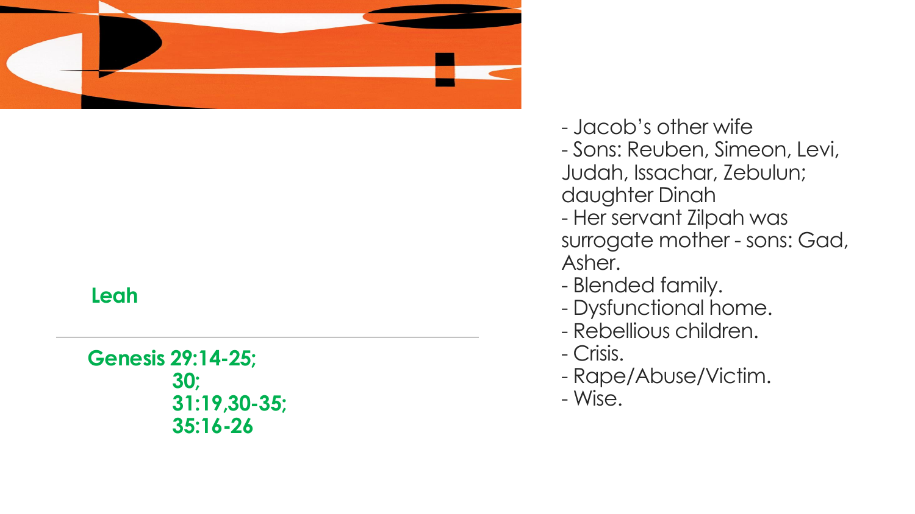## Leah

**Genesis 29:14-25;**
**30;**
**31:19,30-35;**
**35:16-26**

- Jacob's other wife
- Sons: Reuben, Simeon, Levi, Judah, Issachar, Zebulun; daughter Dinah
- Her servant Zilpah was surrogate mother - sons: Gad, Asher.
- Blended family.
- Dysfunctional home.
- Rebellious children.
- Crisis.
- Rape/Abuse/Victim.
- Wise.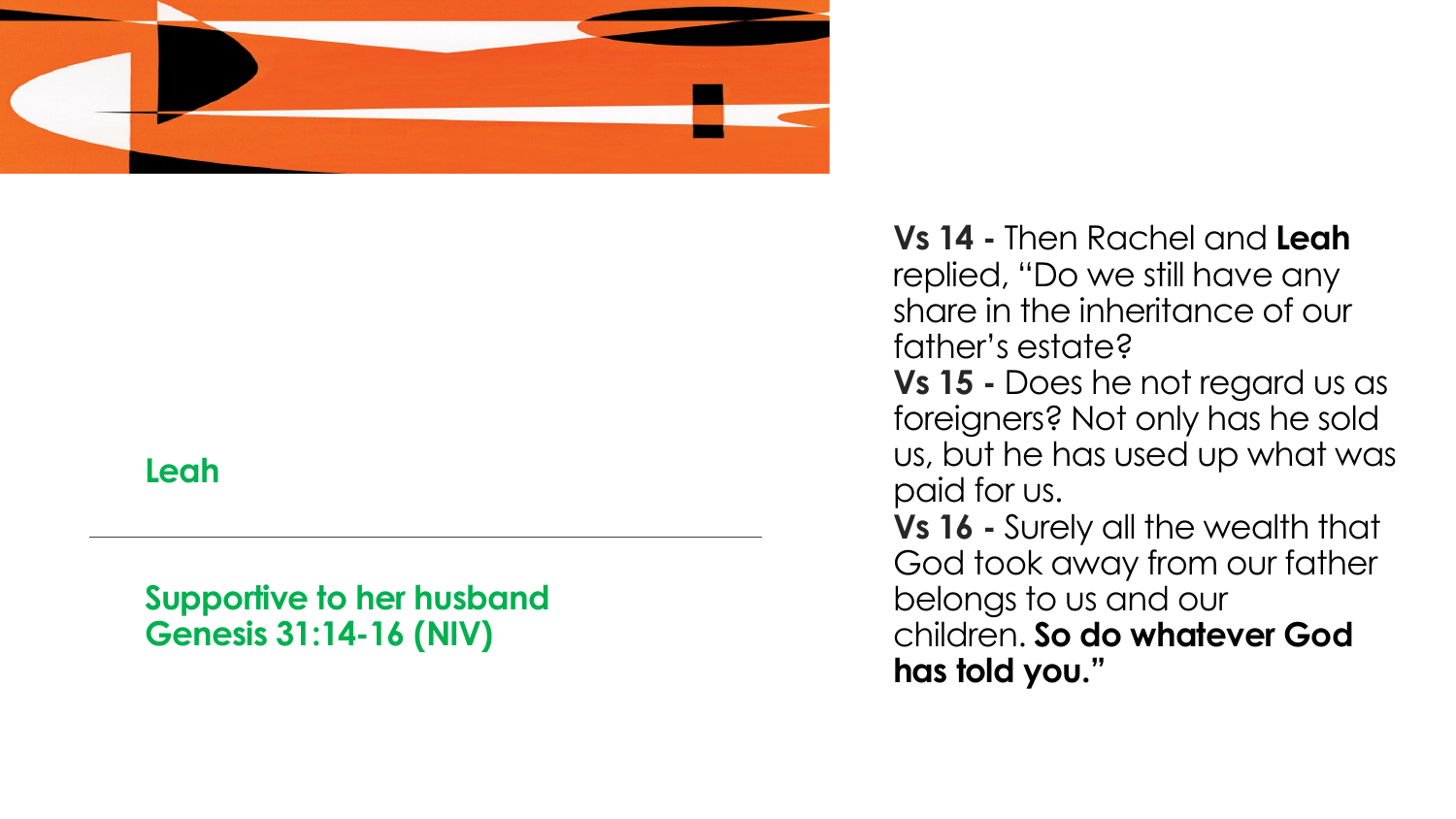## Leah

---

**Supportive to her husband**
**Genesis 31:14-16 (NIV)**

**Vs 14 -** Then Rachel and **Leah** replied, "Do we still have any share in the inheritance of our father's estate?
**Vs 15 -** Does he not regard us as foreigners? Not only has he sold us, but he has used up what was paid for us.
**Vs 16 -** Surely all the wealth that God took away from our father belongs to us and our children. **So do whatever God has told you."**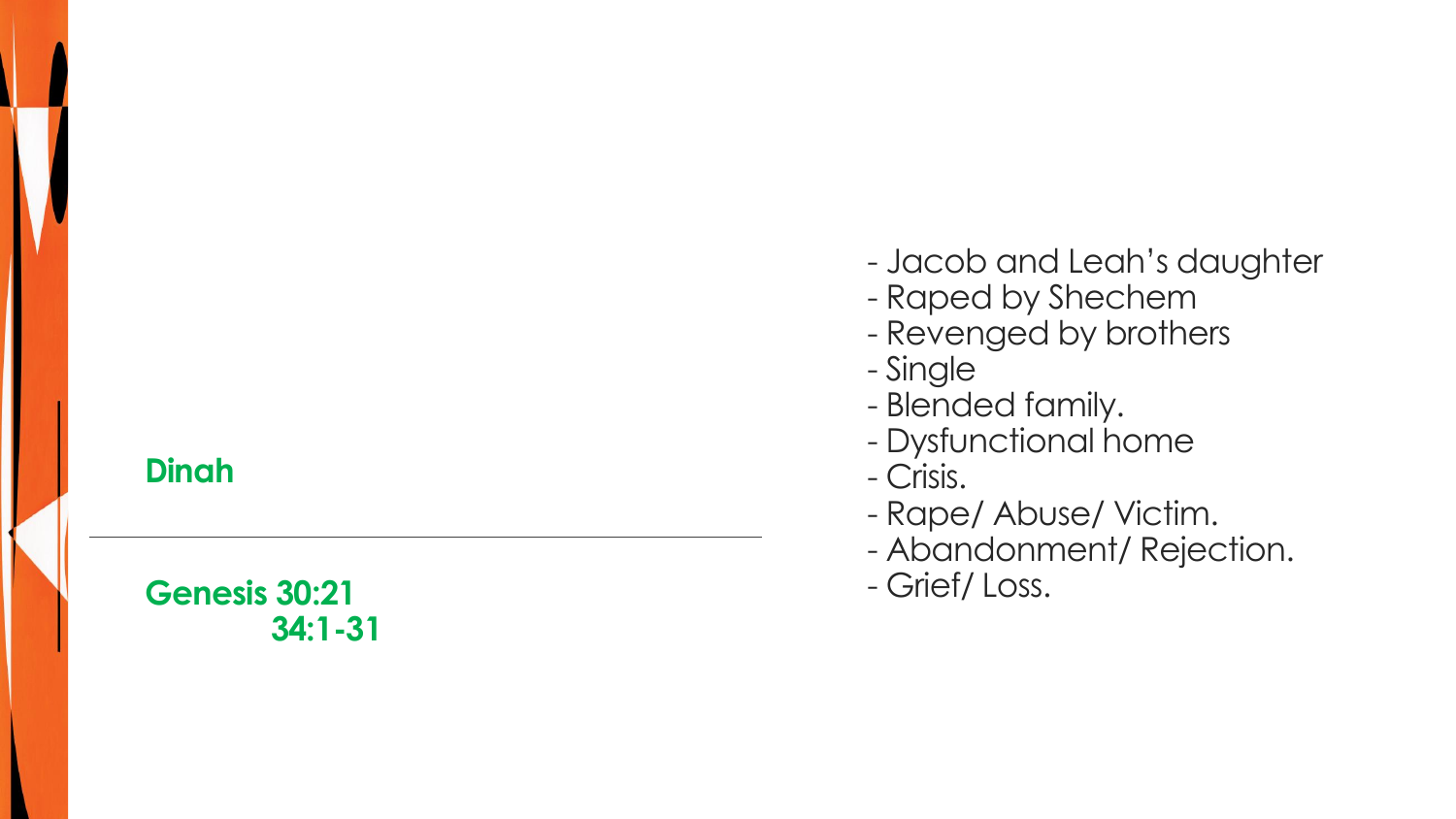## Dinah

**Genesis 30:21**
**34:1-31**

- Jacob and Leah's daughter
- Raped by Shechem
- Revenged by brothers
- Single
- Blended family.
- Dysfunctional home
- Crisis.
- Rape/ Abuse/ Victim.
- Abandonment/ Rejection.
- Grief/ Loss.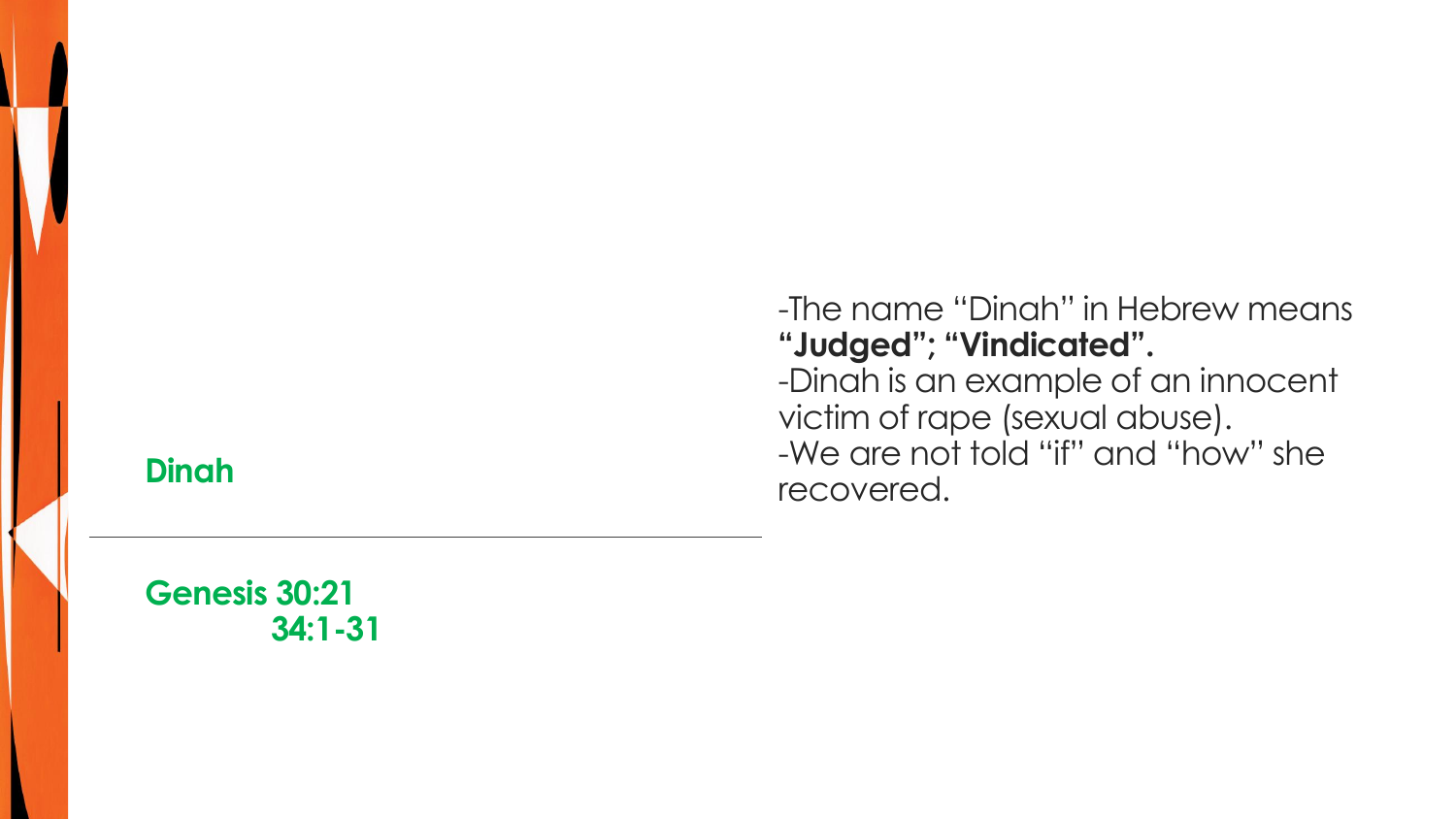## Dinah

**Genesis 30:21**
**34:1-31**

-The name "Dinah" in Hebrew means **"Judged"; "Vindicated".**
-Dinah is an example of an innocent victim of rape (sexual abuse).
-We are not told "if" and "how" she recovered.